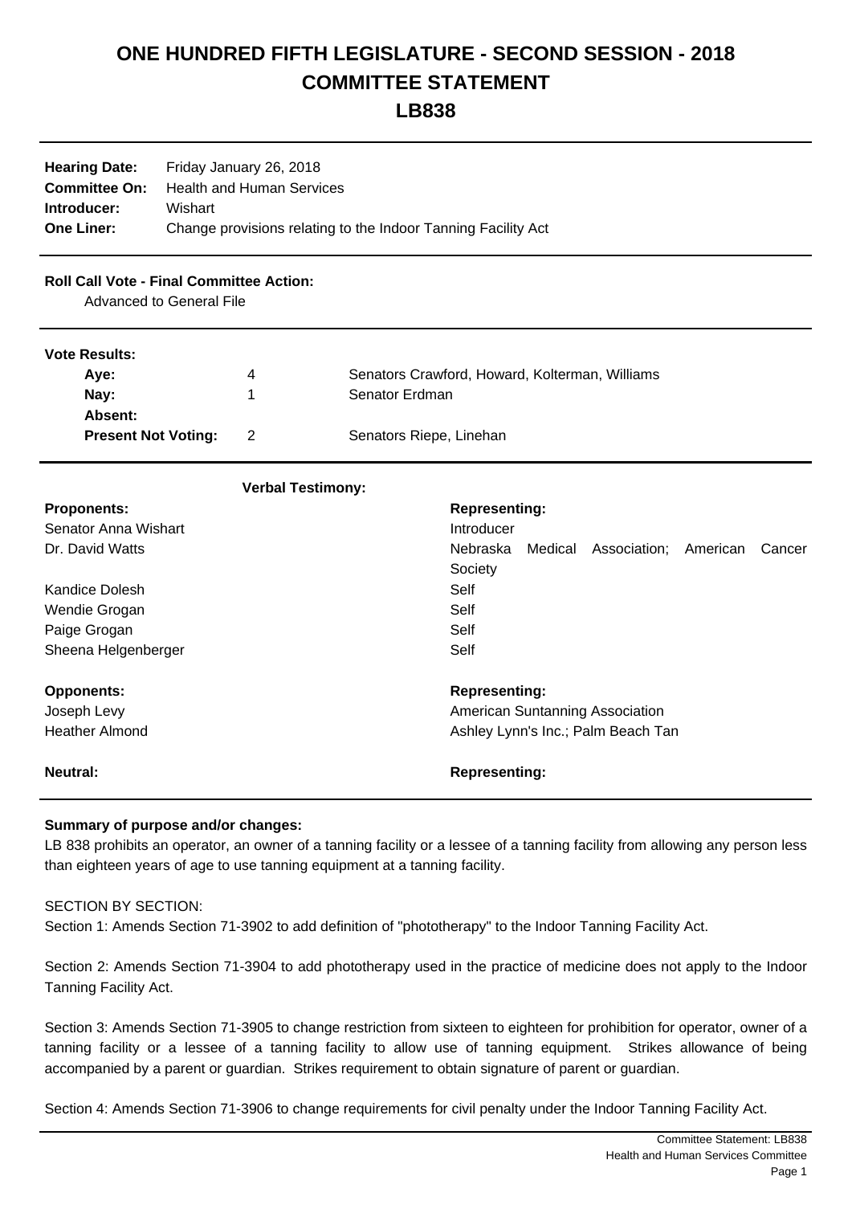# ONE HUNDRED FIFTH LEGISLATURE - SECOND SESSION - 2018
# COMMITTEE STATEMENT
# LB838

**Hearing Date:** Friday January 26, 2018
**Committee On:** Health and Human Services
**Introducer:** Wishart
**One Liner:** Change provisions relating to the Indoor Tanning Facility Act

**Roll Call Vote - Final Committee Action:**
Advanced to General File

**Vote Results:**

| | | |
|---|---|---|
| **Aye:** | 4 | Senators Crawford, Howard, Kolterman, Williams |
| **Nay:** | 1 | Senator Erdman |
| **Absent:** | | |
| **Present Not Voting:** | 2 | Senators Riepe, Linehan |

**Verbal Testimony:**

| **Proponents:** | **Representing:** |
|---|---|
| Senator Anna Wishart | Introducer |
| Dr. David Watts | Nebraska Medical Association; American Cancer Society |
| Kandice Dolesh | Self |
| Wendie Grogan | Self |
| Paige Grogan | Self |
| Sheena Helgenberger | Self |

| **Opponents:** | **Representing:** |
|---|---|
| Joseph Levy | American Suntanning Association |
| Heather Almond | Ashley Lynn's Inc.; Palm Beach Tan |

| **Neutral:** | **Representing:** |
|---|---|

**Summary of purpose and/or changes:**

LB 838 prohibits an operator, an owner of a tanning facility or a lessee of a tanning facility from allowing any person less than eighteen years of age to use tanning equipment at a tanning facility.

SECTION BY SECTION:

Section 1: Amends Section 71-3902 to add definition of "phototherapy" to the Indoor Tanning Facility Act.

Section 2: Amends Section 71-3904 to add phototherapy used in the practice of medicine does not apply to the Indoor Tanning Facility Act.

Section 3: Amends Section 71-3905 to change restriction from sixteen to eighteen for prohibition for operator, owner of a tanning facility or a lessee of a tanning facility to allow use of tanning equipment. Strikes allowance of being accompanied by a parent or guardian. Strikes requirement to obtain signature of parent or guardian.

Section 4: Amends Section 71-3906 to change requirements for civil penalty under the Indoor Tanning Facility Act.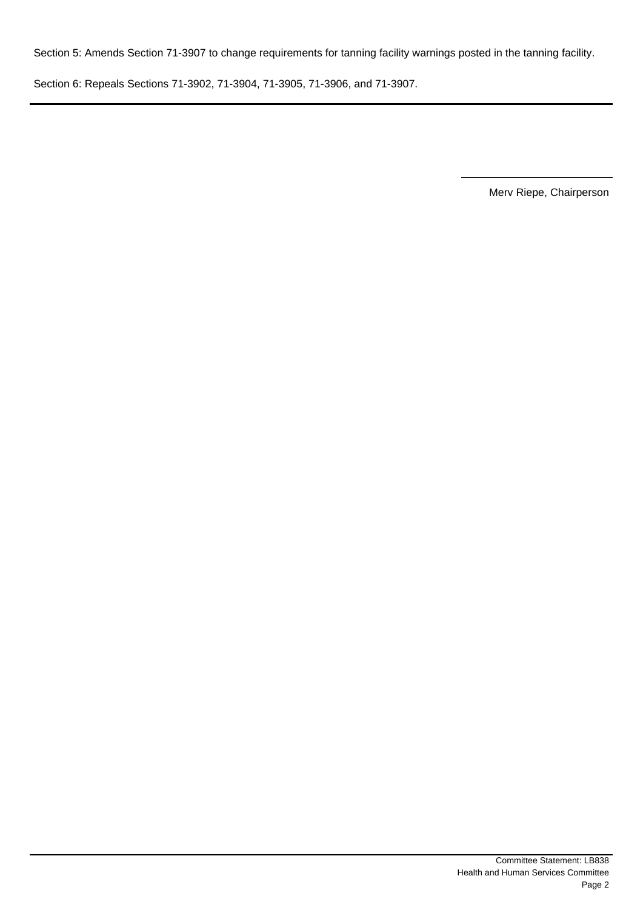Section 5: Amends Section 71-3907 to change requirements for tanning facility warnings posted in the tanning facility.

Section 6: Repeals Sections 71-3902, 71-3904, 71-3905, 71-3906, and 71-3907.

---

Merv Riepe, Chairperson